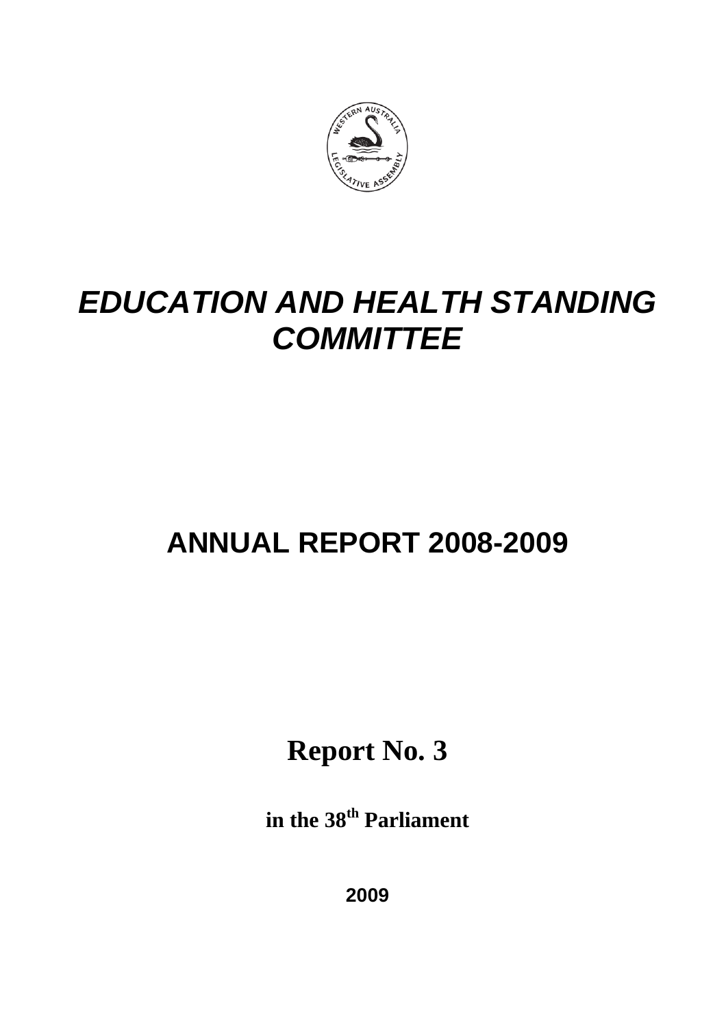# *EDUCATION AND HEALTH STANDING COMMITTEE*

# ANNUAL REPORT 2008-2009

## Report No. 3

**in the 38th Parliament**

**2009**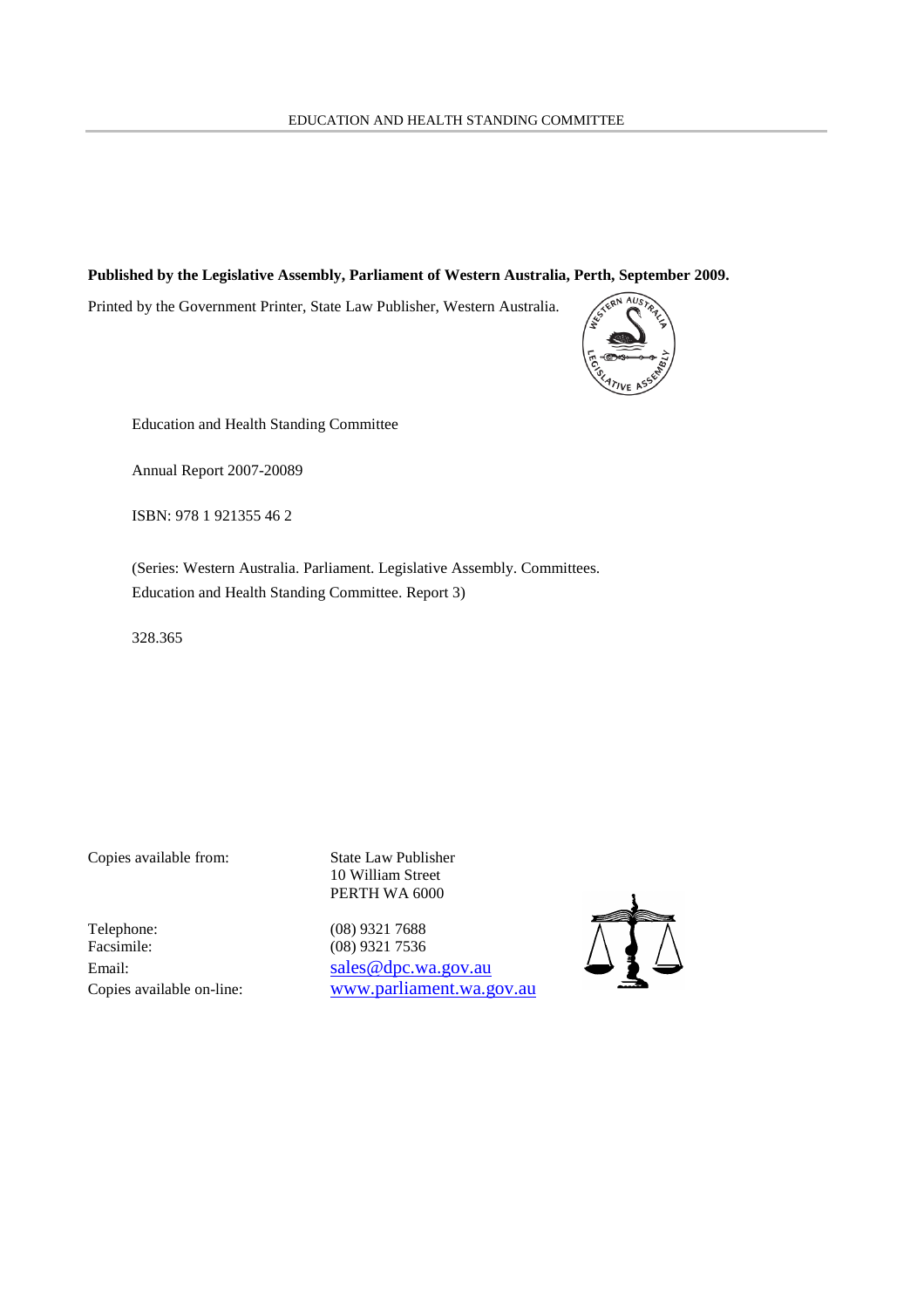**Published by the Legislative Assembly, Parliament of Western Australia, Perth, September 2009.**

Printed by the Government Printer, State Law Publisher, Western Australia.

Education and Health Standing Committee

Annual Report 2007-20089

ISBN: 978 1 921355 46 2

(Series: Western Australia. Parliament. Legislative Assembly. Committees. Education and Health Standing Committee. Report 3)

328.365

Copies available from: State Law Publisher
10 William Street
PERTH WA 6000

Telephone: (08) 9321 7688
Facsimile: (08) 9321 7536
Email: sales@dpc.wa.gov.au
Copies available on-line: www.parliament.wa.gov.au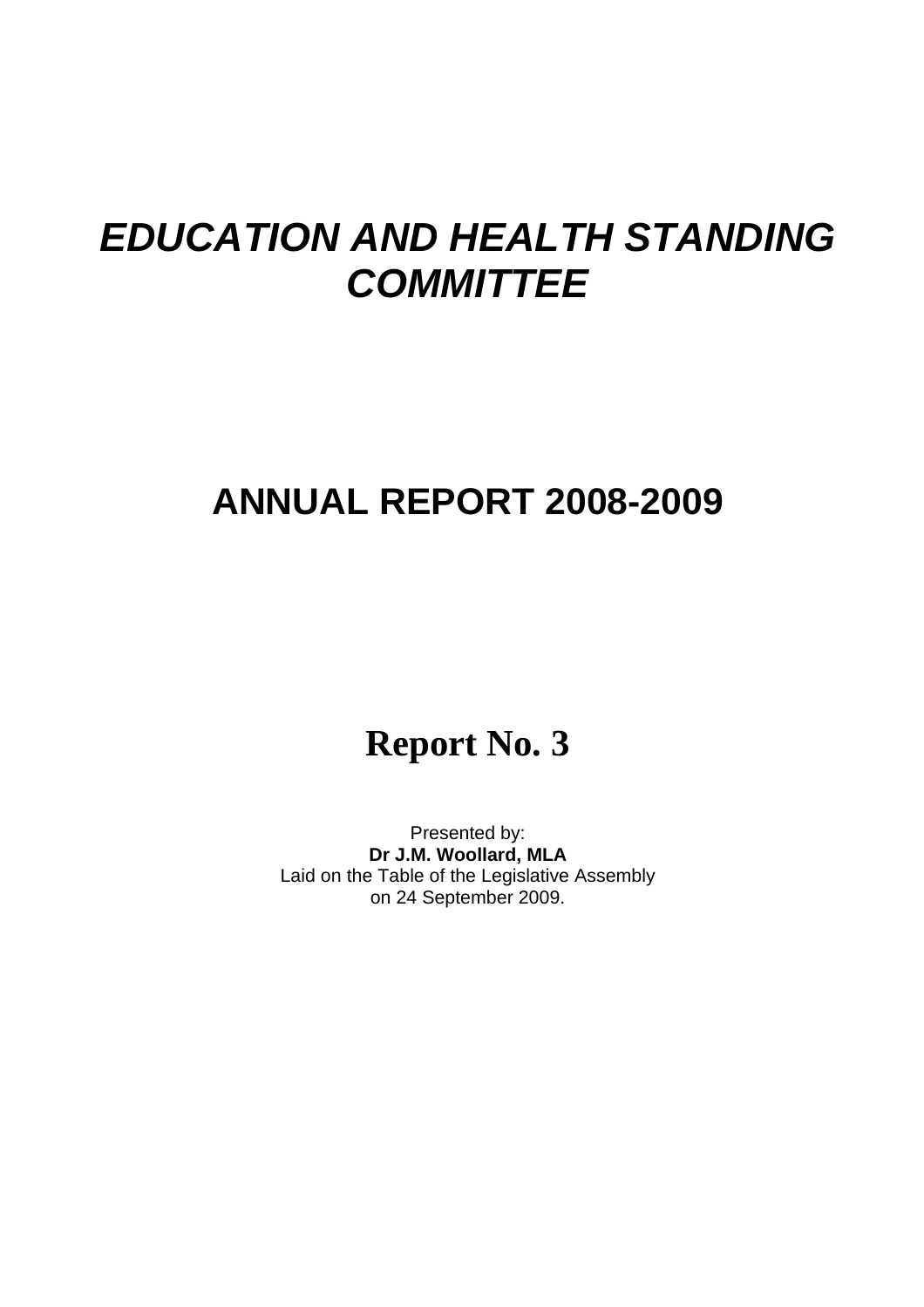# *EDUCATION AND HEALTH STANDING COMMITTEE*

# ANNUAL REPORT 2008-2009

# Report No. 3

Presented by:
**Dr J.M. Woollard, MLA**
Laid on the Table of the Legislative Assembly
on 24 September 2009.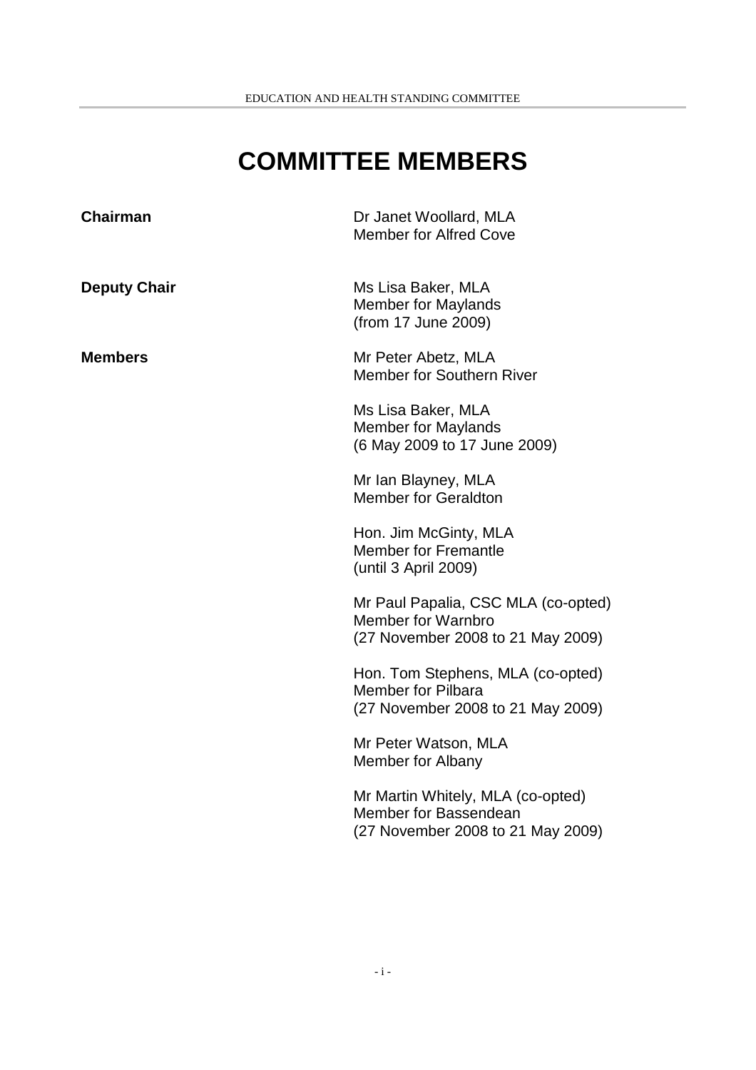# COMMITTEE MEMBERS

**Chairman**

Dr Janet Woollard, MLA
Member for Alfred Cove

**Deputy Chair**

Ms Lisa Baker, MLA
Member for Maylands
(from 17 June 2009)

**Members**

Mr Peter Abetz, MLA
Member for Southern River

Ms Lisa Baker, MLA
Member for Maylands
(6 May 2009 to 17 June 2009)

Mr Ian Blayney, MLA
Member for Geraldton

Hon. Jim McGinty, MLA
Member for Fremantle
(until 3 April 2009)

Mr Paul Papalia, CSC MLA (co-opted)
Member for Warnbro
(27 November 2008 to 21 May 2009)

Hon. Tom Stephens, MLA (co-opted)
Member for Pilbara
(27 November 2008 to 21 May 2009)

Mr Peter Watson, MLA
Member for Albany

Mr Martin Whitely, MLA (co-opted)
Member for Bassendean
(27 November 2008 to 21 May 2009)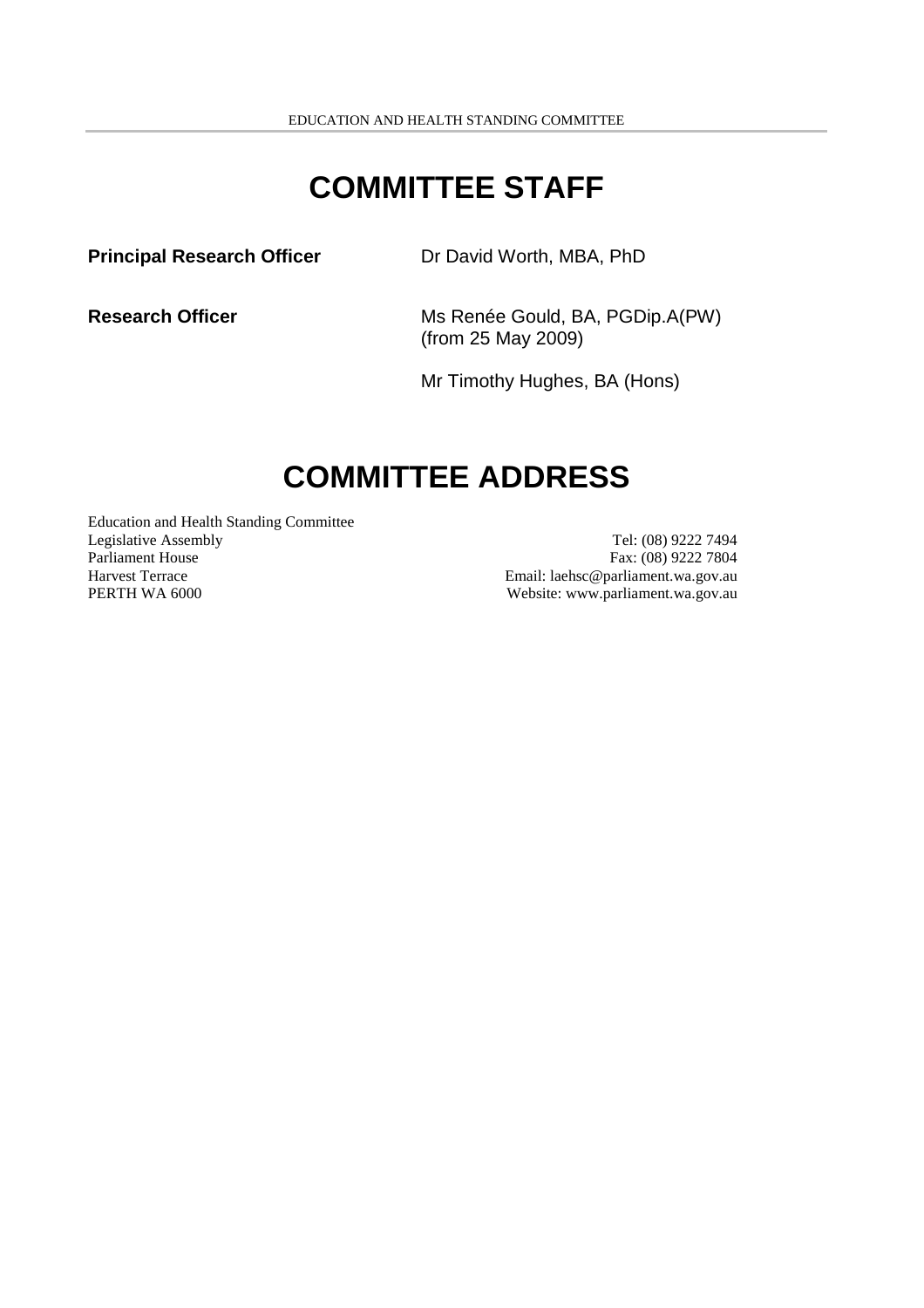# COMMITTEE STAFF

| | |
|---|---|
| **Principal Research Officer** | Dr David Worth, MBA, PhD |
| **Research Officer** | Ms Renée Gould, BA, PGDip.A(PW) (from 25 May 2009) |
| | Mr Timothy Hughes, BA (Hons) |

# COMMITTEE ADDRESS

Education and Health Standing Committee
Legislative Assembly
Parliament House
Harvest Terrace
PERTH WA 6000

Tel: (08) 9222 7494
Fax: (08) 9222 7804
Email: laehsc@parliament.wa.gov.au
Website: www.parliament.wa.gov.au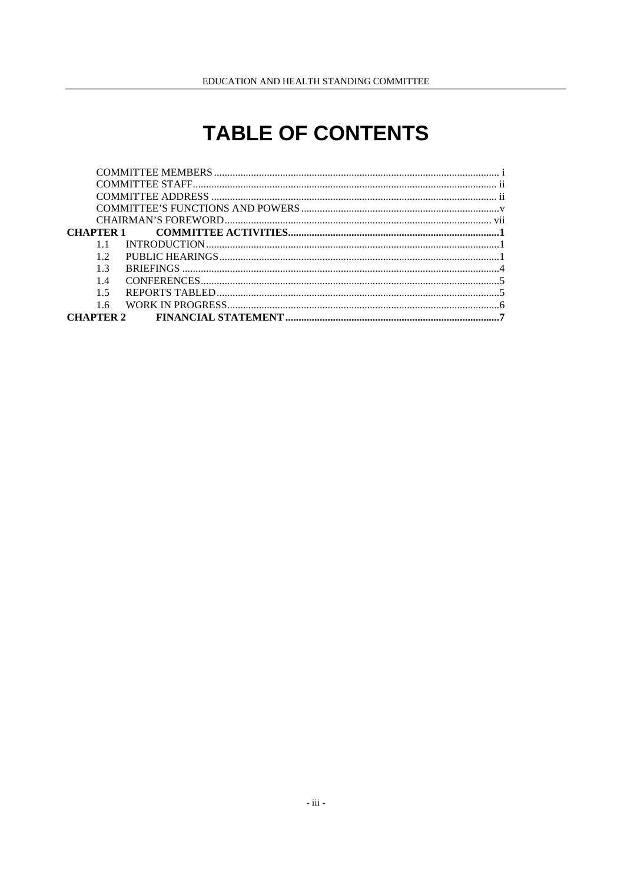# TABLE OF CONTENTS

COMMITTEE MEMBERS ........ i
COMMITTEE STAFF ........ ii
COMMITTEE ADDRESS ........ ii
COMMITTEE'S FUNCTIONS AND POWERS ........ v
CHAIRMAN'S FOREWORD ........ vii

**CHAPTER 1 COMMITTEE ACTIVITIES ........ 1**

1.1 INTRODUCTION ........ 1
1.2 PUBLIC HEARINGS ........ 1
1.3 BRIEFINGS ........ 4
1.4 CONFERENCES ........ 5
1.5 REPORTS TABLED ........ 5
1.6 WORK IN PROGRESS ........ 6

**CHAPTER 2 FINANCIAL STATEMENT ........ 7**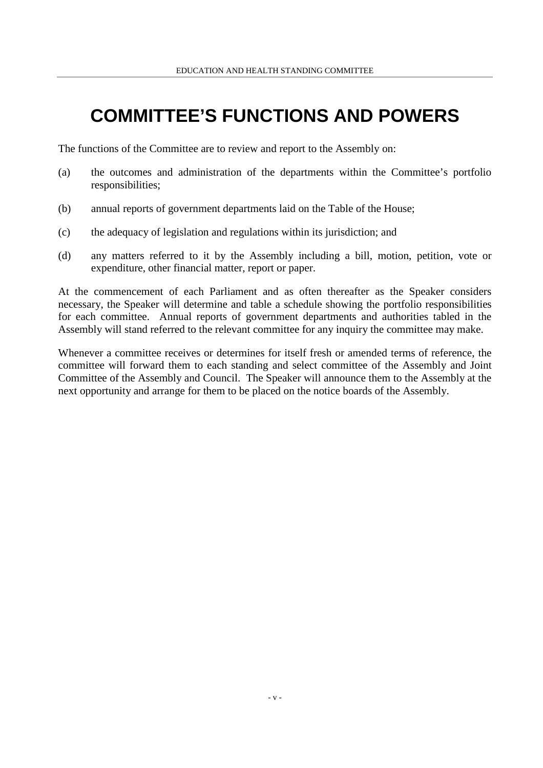# COMMITTEE'S FUNCTIONS AND POWERS

The functions of the Committee are to review and report to the Assembly on:

(a) the outcomes and administration of the departments within the Committee's portfolio responsibilities;

(b) annual reports of government departments laid on the Table of the House;

(c) the adequacy of legislation and regulations within its jurisdiction; and

(d) any matters referred to it by the Assembly including a bill, motion, petition, vote or expenditure, other financial matter, report or paper.

At the commencement of each Parliament and as often thereafter as the Speaker considers necessary, the Speaker will determine and table a schedule showing the portfolio responsibilities for each committee. Annual reports of government departments and authorities tabled in the Assembly will stand referred to the relevant committee for any inquiry the committee may make.

Whenever a committee receives or determines for itself fresh or amended terms of reference, the committee will forward them to each standing and select committee of the Assembly and Joint Committee of the Assembly and Council. The Speaker will announce them to the Assembly at the next opportunity and arrange for them to be placed on the notice boards of the Assembly.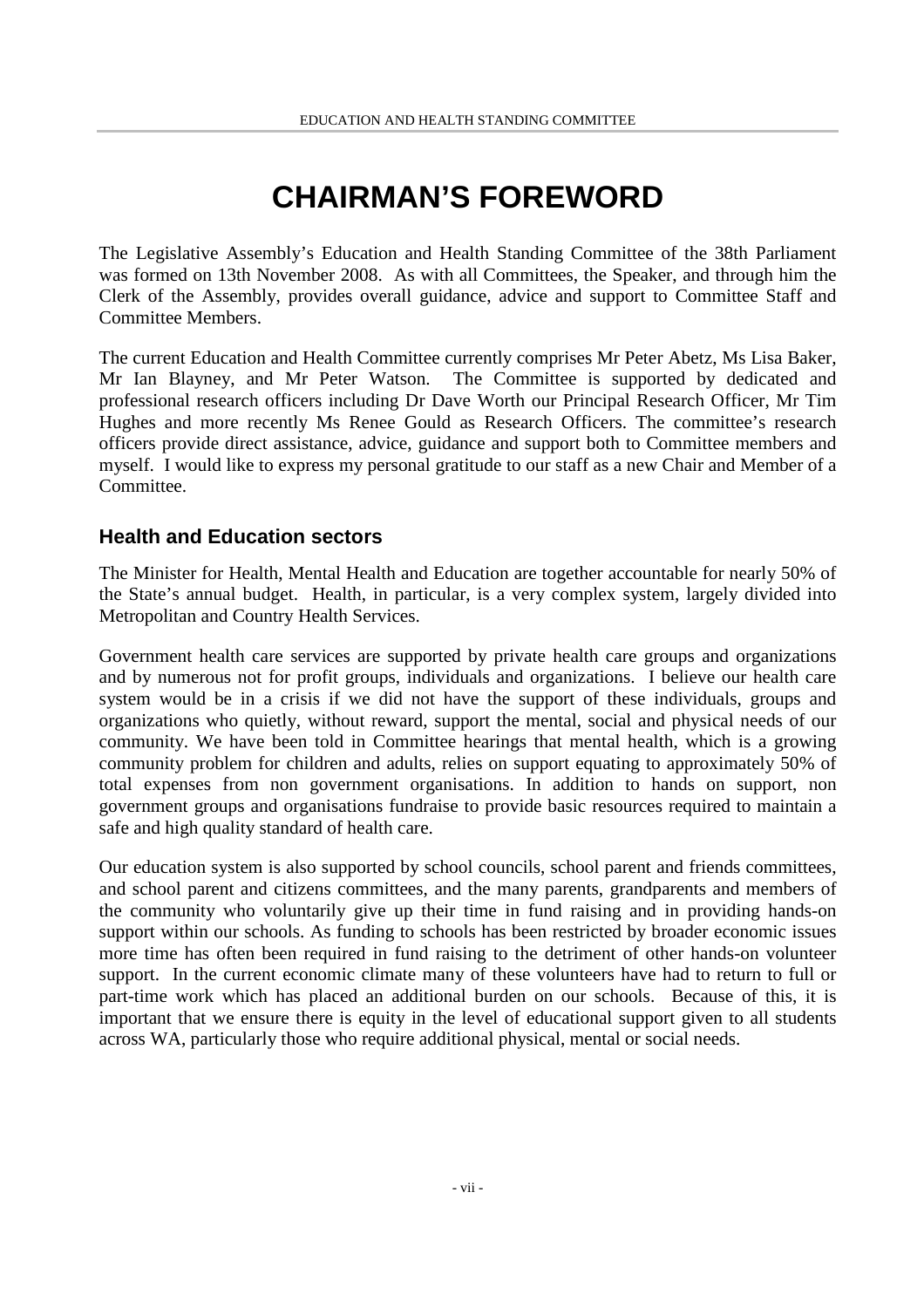# CHAIRMAN'S FOREWORD

The Legislative Assembly's Education and Health Standing Committee of the 38th Parliament was formed on 13th November 2008. As with all Committees, the Speaker, and through him the Clerk of the Assembly, provides overall guidance, advice and support to Committee Staff and Committee Members.

The current Education and Health Committee currently comprises Mr Peter Abetz, Ms Lisa Baker, Mr Ian Blayney, and Mr Peter Watson. The Committee is supported by dedicated and professional research officers including Dr Dave Worth our Principal Research Officer, Mr Tim Hughes and more recently Ms Renee Gould as Research Officers. The committee's research officers provide direct assistance, advice, guidance and support both to Committee members and myself. I would like to express my personal gratitude to our staff as a new Chair and Member of a Committee.

## Health and Education sectors

The Minister for Health, Mental Health and Education are together accountable for nearly 50% of the State's annual budget. Health, in particular, is a very complex system, largely divided into Metropolitan and Country Health Services.

Government health care services are supported by private health care groups and organizations and by numerous not for profit groups, individuals and organizations. I believe our health care system would be in a crisis if we did not have the support of these individuals, groups and organizations who quietly, without reward, support the mental, social and physical needs of our community. We have been told in Committee hearings that mental health, which is a growing community problem for children and adults, relies on support equating to approximately 50% of total expenses from non government organisations. In addition to hands on support, non government groups and organisations fundraise to provide basic resources required to maintain a safe and high quality standard of health care.

Our education system is also supported by school councils, school parent and friends committees, and school parent and citizens committees, and the many parents, grandparents and members of the community who voluntarily give up their time in fund raising and in providing hands-on support within our schools. As funding to schools has been restricted by broader economic issues more time has often been required in fund raising to the detriment of other hands-on volunteer support. In the current economic climate many of these volunteers have had to return to full or part-time work which has placed an additional burden on our schools. Because of this, it is important that we ensure there is equity in the level of educational support given to all students across WA, particularly those who require additional physical, mental or social needs.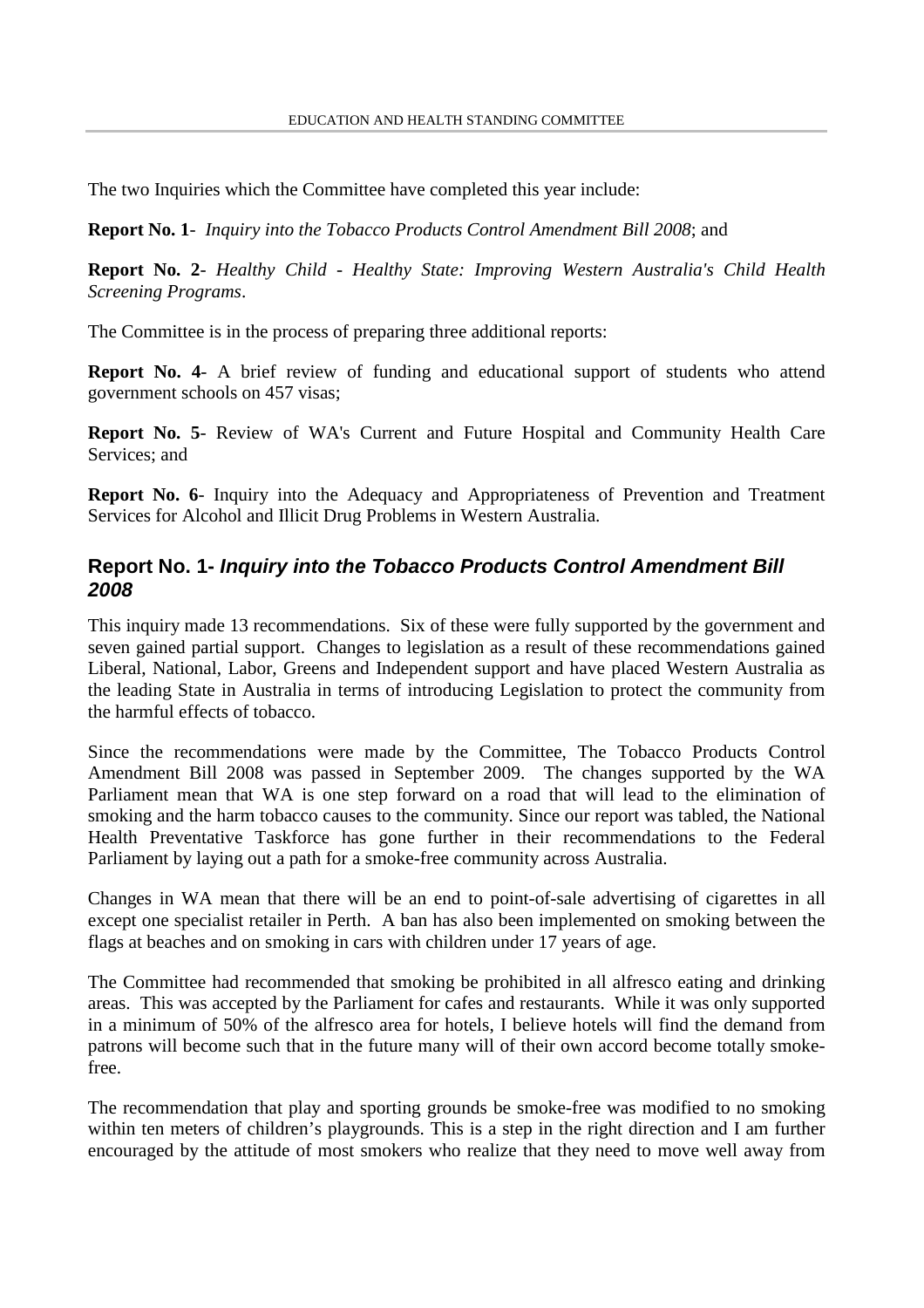The two Inquiries which the Committee have completed this year include:

**Report No. 1**- *Inquiry into the Tobacco Products Control Amendment Bill 2008*; and

**Report No. 2**- *Healthy Child - Healthy State: Improving Western Australia's Child Health Screening Programs*.

The Committee is in the process of preparing three additional reports:

**Report No. 4**- A brief review of funding and educational support of students who attend government schools on 457 visas;

**Report No. 5**- Review of WA's Current and Future Hospital and Community Health Care Services; and

**Report No. 6**- Inquiry into the Adequacy and Appropriateness of Prevention and Treatment Services for Alcohol and Illicit Drug Problems in Western Australia.

## Report No. 1- *Inquiry into the Tobacco Products Control Amendment Bill 2008*

This inquiry made 13 recommendations. Six of these were fully supported by the government and seven gained partial support. Changes to legislation as a result of these recommendations gained Liberal, National, Labor, Greens and Independent support and have placed Western Australia as the leading State in Australia in terms of introducing Legislation to protect the community from the harmful effects of tobacco.

Since the recommendations were made by the Committee, The Tobacco Products Control Amendment Bill 2008 was passed in September 2009. The changes supported by the WA Parliament mean that WA is one step forward on a road that will lead to the elimination of smoking and the harm tobacco causes to the community. Since our report was tabled, the National Health Preventative Taskforce has gone further in their recommendations to the Federal Parliament by laying out a path for a smoke-free community across Australia.

Changes in WA mean that there will be an end to point-of-sale advertising of cigarettes in all except one specialist retailer in Perth. A ban has also been implemented on smoking between the flags at beaches and on smoking in cars with children under 17 years of age.

The Committee had recommended that smoking be prohibited in all alfresco eating and drinking areas. This was accepted by the Parliament for cafes and restaurants. While it was only supported in a minimum of 50% of the alfresco area for hotels, I believe hotels will find the demand from patrons will become such that in the future many will of their own accord become totally smoke-free.

The recommendation that play and sporting grounds be smoke-free was modified to no smoking within ten meters of children's playgrounds. This is a step in the right direction and I am further encouraged by the attitude of most smokers who realize that they need to move well away from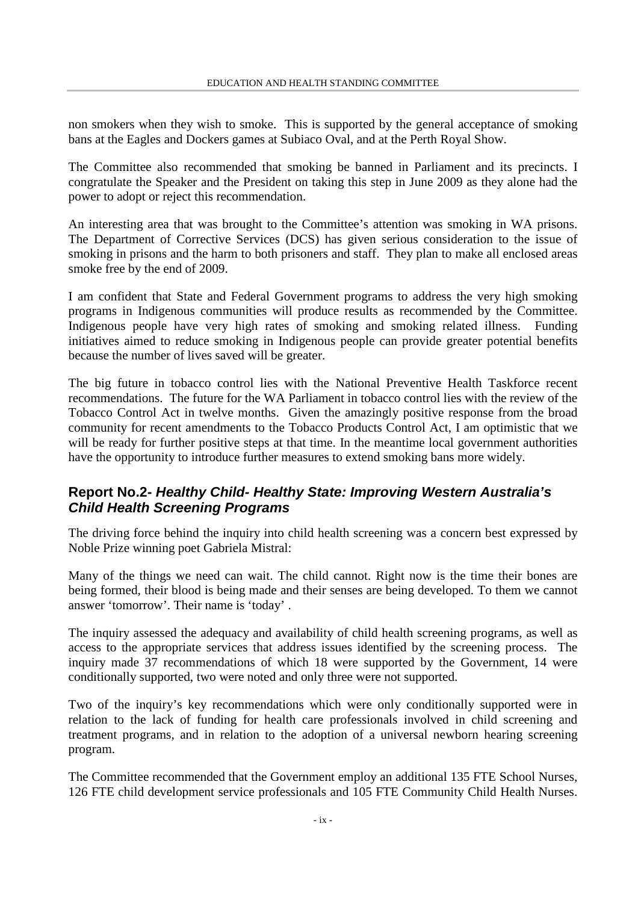non smokers when they wish to smoke. This is supported by the general acceptance of smoking bans at the Eagles and Dockers games at Subiaco Oval, and at the Perth Royal Show.

The Committee also recommended that smoking be banned in Parliament and its precincts. I congratulate the Speaker and the President on taking this step in June 2009 as they alone had the power to adopt or reject this recommendation.

An interesting area that was brought to the Committee's attention was smoking in WA prisons. The Department of Corrective Services (DCS) has given serious consideration to the issue of smoking in prisons and the harm to both prisoners and staff. They plan to make all enclosed areas smoke free by the end of 2009.

I am confident that State and Federal Government programs to address the very high smoking programs in Indigenous communities will produce results as recommended by the Committee. Indigenous people have very high rates of smoking and smoking related illness. Funding initiatives aimed to reduce smoking in Indigenous people can provide greater potential benefits because the number of lives saved will be greater.

The big future in tobacco control lies with the National Preventive Health Taskforce recent recommendations. The future for the WA Parliament in tobacco control lies with the review of the Tobacco Control Act in twelve months. Given the amazingly positive response from the broad community for recent amendments to the Tobacco Products Control Act, I am optimistic that we will be ready for further positive steps at that time. In the meantime local government authorities have the opportunity to introduce further measures to extend smoking bans more widely.

## Report No.2- *Healthy Child- Healthy State: Improving Western Australia's Child Health Screening Programs*

The driving force behind the inquiry into child health screening was a concern best expressed by Noble Prize winning poet Gabriela Mistral:

Many of the things we need can wait. The child cannot. Right now is the time their bones are being formed, their blood is being made and their senses are being developed. To them we cannot answer 'tomorrow'. Their name is 'today' .

The inquiry assessed the adequacy and availability of child health screening programs, as well as access to the appropriate services that address issues identified by the screening process. The inquiry made 37 recommendations of which 18 were supported by the Government, 14 were conditionally supported, two were noted and only three were not supported.

Two of the inquiry's key recommendations which were only conditionally supported were in relation to the lack of funding for health care professionals involved in child screening and treatment programs, and in relation to the adoption of a universal newborn hearing screening program.

The Committee recommended that the Government employ an additional 135 FTE School Nurses, 126 FTE child development service professionals and 105 FTE Community Child Health Nurses.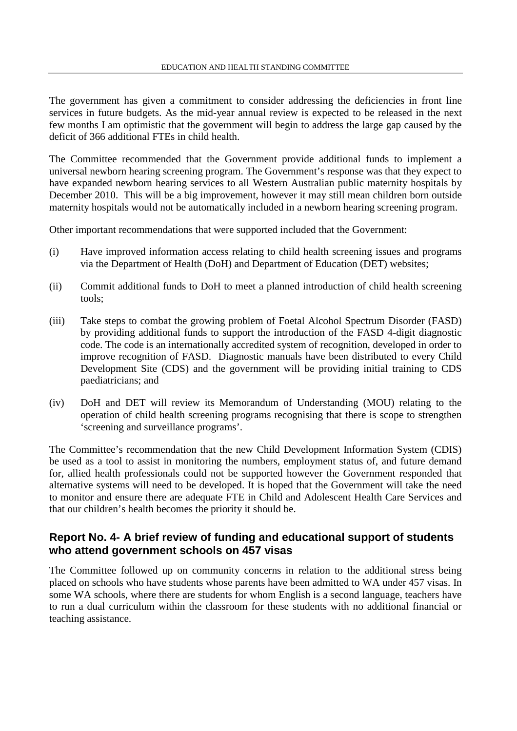The government has given a commitment to consider addressing the deficiencies in front line services in future budgets. As the mid-year annual review is expected to be released in the next few months I am optimistic that the government will begin to address the large gap caused by the deficit of 366 additional FTEs in child health.

The Committee recommended that the Government provide additional funds to implement a universal newborn hearing screening program. The Government's response was that they expect to have expanded newborn hearing services to all Western Australian public maternity hospitals by December 2010. This will be a big improvement, however it may still mean children born outside maternity hospitals would not be automatically included in a newborn hearing screening program.

Other important recommendations that were supported included that the Government:

(i) Have improved information access relating to child health screening issues and programs via the Department of Health (DoH) and Department of Education (DET) websites;

(ii) Commit additional funds to DoH to meet a planned introduction of child health screening tools;

(iii) Take steps to combat the growing problem of Foetal Alcohol Spectrum Disorder (FASD) by providing additional funds to support the introduction of the FASD 4-digit diagnostic code. The code is an internationally accredited system of recognition, developed in order to improve recognition of FASD. Diagnostic manuals have been distributed to every Child Development Site (CDS) and the government will be providing initial training to CDS paediatricians; and

(iv) DoH and DET will review its Memorandum of Understanding (MOU) relating to the operation of child health screening programs recognising that there is scope to strengthen 'screening and surveillance programs'.

The Committee's recommendation that the new Child Development Information System (CDIS) be used as a tool to assist in monitoring the numbers, employment status of, and future demand for, allied health professionals could not be supported however the Government responded that alternative systems will need to be developed. It is hoped that the Government will take the need to monitor and ensure there are adequate FTE in Child and Adolescent Health Care Services and that our children's health becomes the priority it should be.

## Report No. 4- A brief review of funding and educational support of students who attend government schools on 457 visas

The Committee followed up on community concerns in relation to the additional stress being placed on schools who have students whose parents have been admitted to WA under 457 visas. In some WA schools, where there are students for whom English is a second language, teachers have to run a dual curriculum within the classroom for these students with no additional financial or teaching assistance.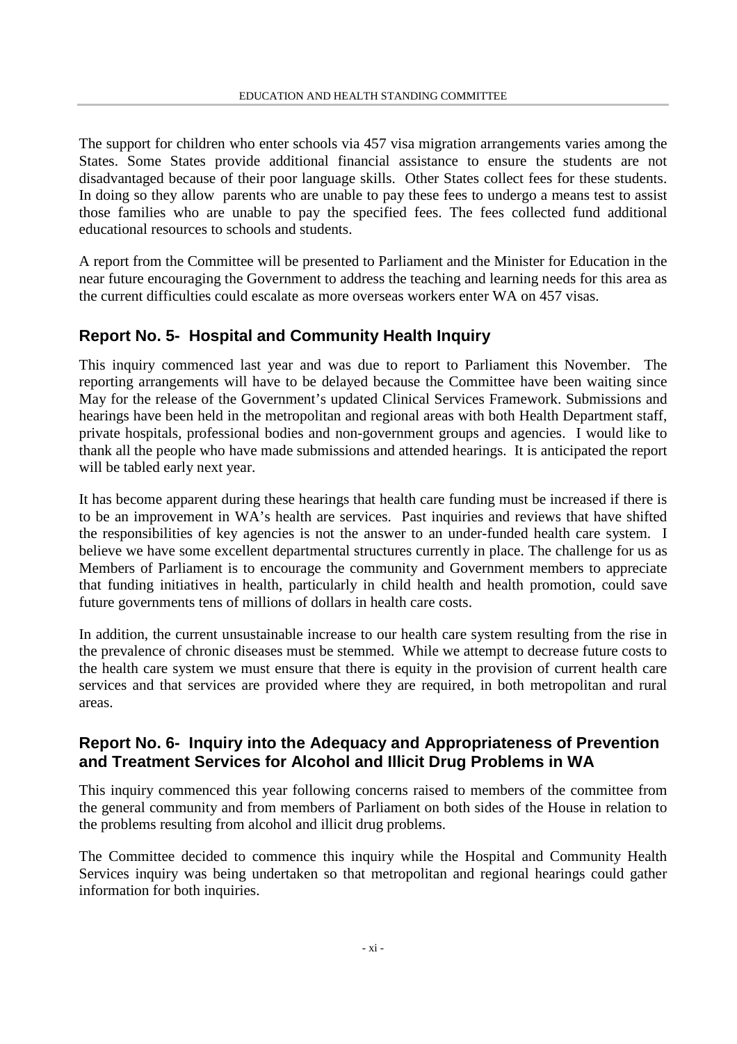The support for children who enter schools via 457 visa migration arrangements varies among the States. Some States provide additional financial assistance to ensure the students are not disadvantaged because of their poor language skills. Other States collect fees for these students. In doing so they allow parents who are unable to pay these fees to undergo a means test to assist those families who are unable to pay the specified fees. The fees collected fund additional educational resources to schools and students.

A report from the Committee will be presented to Parliament and the Minister for Education in the near future encouraging the Government to address the teaching and learning needs for this area as the current difficulties could escalate as more overseas workers enter WA on 457 visas.

## Report No. 5- Hospital and Community Health Inquiry

This inquiry commenced last year and was due to report to Parliament this November. The reporting arrangements will have to be delayed because the Committee have been waiting since May for the release of the Government's updated Clinical Services Framework. Submissions and hearings have been held in the metropolitan and regional areas with both Health Department staff, private hospitals, professional bodies and non-government groups and agencies. I would like to thank all the people who have made submissions and attended hearings. It is anticipated the report will be tabled early next year.

It has become apparent during these hearings that health care funding must be increased if there is to be an improvement in WA's health are services. Past inquiries and reviews that have shifted the responsibilities of key agencies is not the answer to an under-funded health care system. I believe we have some excellent departmental structures currently in place. The challenge for us as Members of Parliament is to encourage the community and Government members to appreciate that funding initiatives in health, particularly in child health and health promotion, could save future governments tens of millions of dollars in health care costs.

In addition, the current unsustainable increase to our health care system resulting from the rise in the prevalence of chronic diseases must be stemmed. While we attempt to decrease future costs to the health care system we must ensure that there is equity in the provision of current health care services and that services are provided where they are required, in both metropolitan and rural areas.

## Report No. 6- Inquiry into the Adequacy and Appropriateness of Prevention and Treatment Services for Alcohol and Illicit Drug Problems in WA

This inquiry commenced this year following concerns raised to members of the committee from the general community and from members of Parliament on both sides of the House in relation to the problems resulting from alcohol and illicit drug problems.

The Committee decided to commence this inquiry while the Hospital and Community Health Services inquiry was being undertaken so that metropolitan and regional hearings could gather information for both inquiries.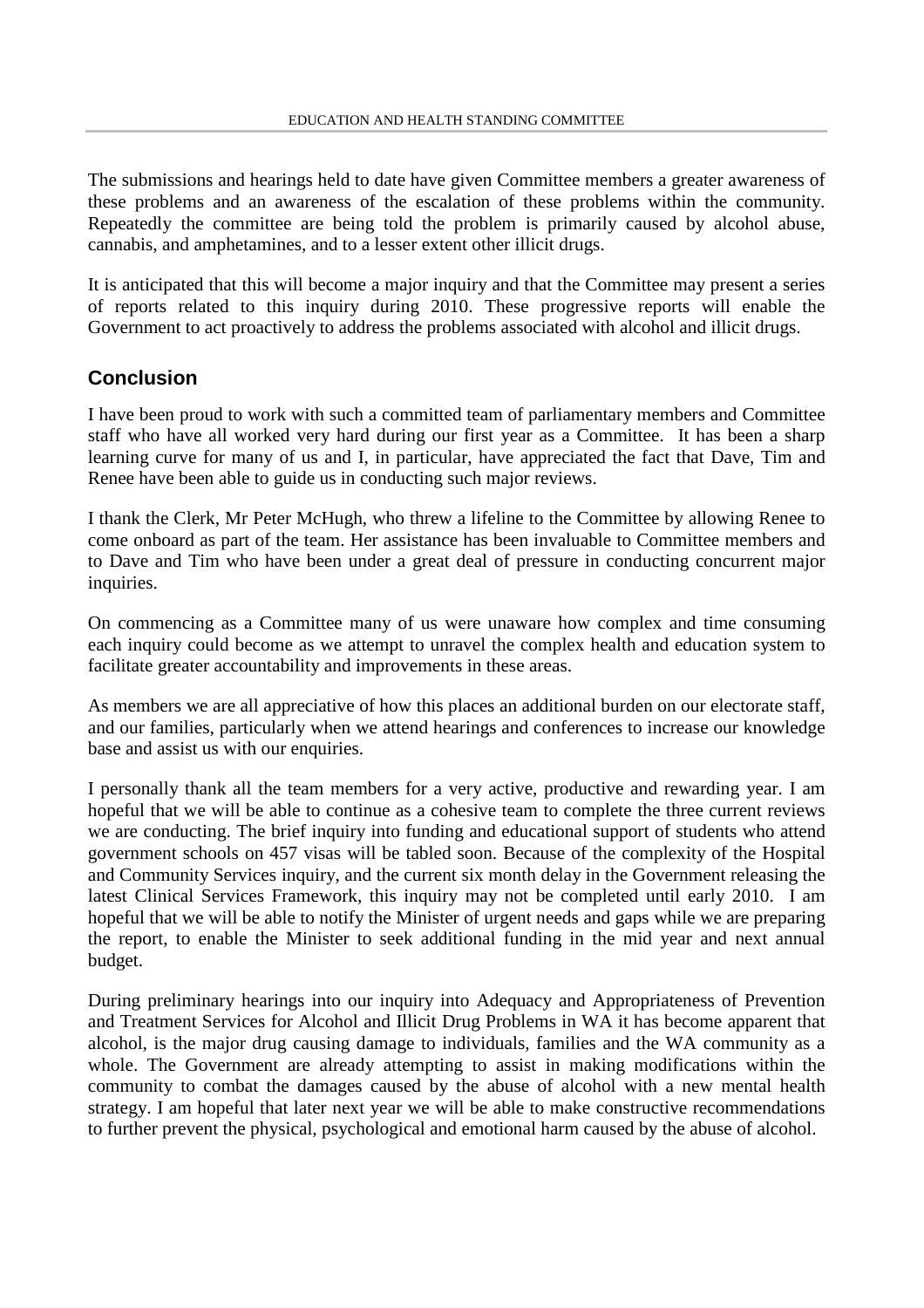The submissions and hearings held to date have given Committee members a greater awareness of these problems and an awareness of the escalation of these problems within the community. Repeatedly the committee are being told the problem is primarily caused by alcohol abuse, cannabis, and amphetamines, and to a lesser extent other illicit drugs.

It is anticipated that this will become a major inquiry and that the Committee may present a series of reports related to this inquiry during 2010. These progressive reports will enable the Government to act proactively to address the problems associated with alcohol and illicit drugs.

## Conclusion

I have been proud to work with such a committed team of parliamentary members and Committee staff who have all worked very hard during our first year as a Committee. It has been a sharp learning curve for many of us and I, in particular, have appreciated the fact that Dave, Tim and Renee have been able to guide us in conducting such major reviews.

I thank the Clerk, Mr Peter McHugh, who threw a lifeline to the Committee by allowing Renee to come onboard as part of the team. Her assistance has been invaluable to Committee members and to Dave and Tim who have been under a great deal of pressure in conducting concurrent major inquiries.

On commencing as a Committee many of us were unaware how complex and time consuming each inquiry could become as we attempt to unravel the complex health and education system to facilitate greater accountability and improvements in these areas.

As members we are all appreciative of how this places an additional burden on our electorate staff, and our families, particularly when we attend hearings and conferences to increase our knowledge base and assist us with our enquiries.

I personally thank all the team members for a very active, productive and rewarding year. I am hopeful that we will be able to continue as a cohesive team to complete the three current reviews we are conducting. The brief inquiry into funding and educational support of students who attend government schools on 457 visas will be tabled soon. Because of the complexity of the Hospital and Community Services inquiry, and the current six month delay in the Government releasing the latest Clinical Services Framework, this inquiry may not be completed until early 2010. I am hopeful that we will be able to notify the Minister of urgent needs and gaps while we are preparing the report, to enable the Minister to seek additional funding in the mid year and next annual budget.

During preliminary hearings into our inquiry into Adequacy and Appropriateness of Prevention and Treatment Services for Alcohol and Illicit Drug Problems in WA it has become apparent that alcohol, is the major drug causing damage to individuals, families and the WA community as a whole. The Government are already attempting to assist in making modifications within the community to combat the damages caused by the abuse of alcohol with a new mental health strategy. I am hopeful that later next year we will be able to make constructive recommendations to further prevent the physical, psychological and emotional harm caused by the abuse of alcohol.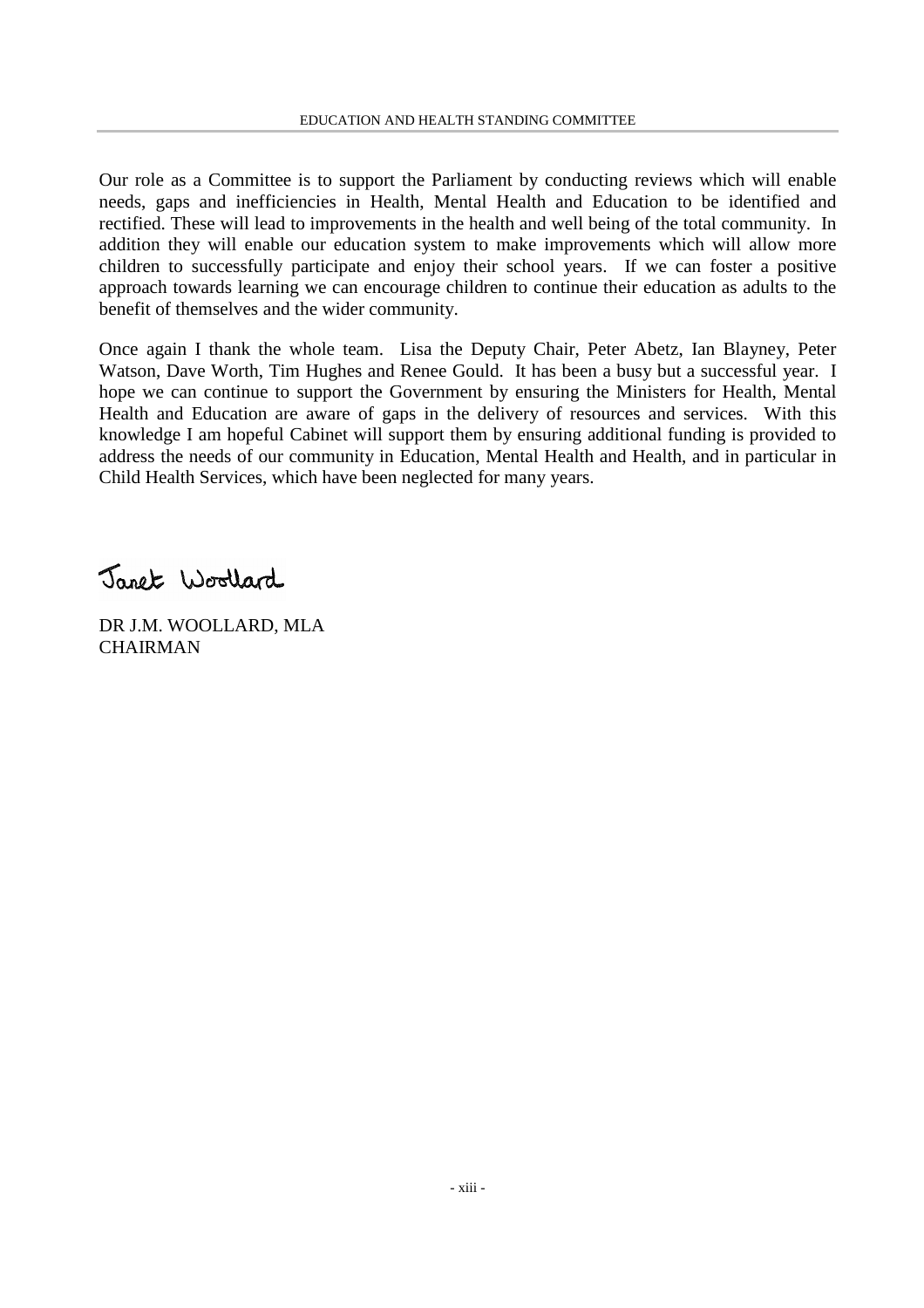Our role as a Committee is to support the Parliament by conducting reviews which will enable needs, gaps and inefficiencies in Health, Mental Health and Education to be identified and rectified. These will lead to improvements in the health and well being of the total community. In addition they will enable our education system to make improvements which will allow more children to successfully participate and enjoy their school years. If we can foster a positive approach towards learning we can encourage children to continue their education as adults to the benefit of themselves and the wider community.

Once again I thank the whole team. Lisa the Deputy Chair, Peter Abetz, Ian Blayney, Peter Watson, Dave Worth, Tim Hughes and Renee Gould. It has been a busy but a successful year. I hope we can continue to support the Government by ensuring the Ministers for Health, Mental Health and Education are aware of gaps in the delivery of resources and services. With this knowledge I am hopeful Cabinet will support them by ensuring additional funding is provided to address the needs of our community in Education, Mental Health and Health, and in particular in Child Health Services, which have been neglected for many years.

Janet Woollard

DR J.M. WOOLLARD, MLA
CHAIRMAN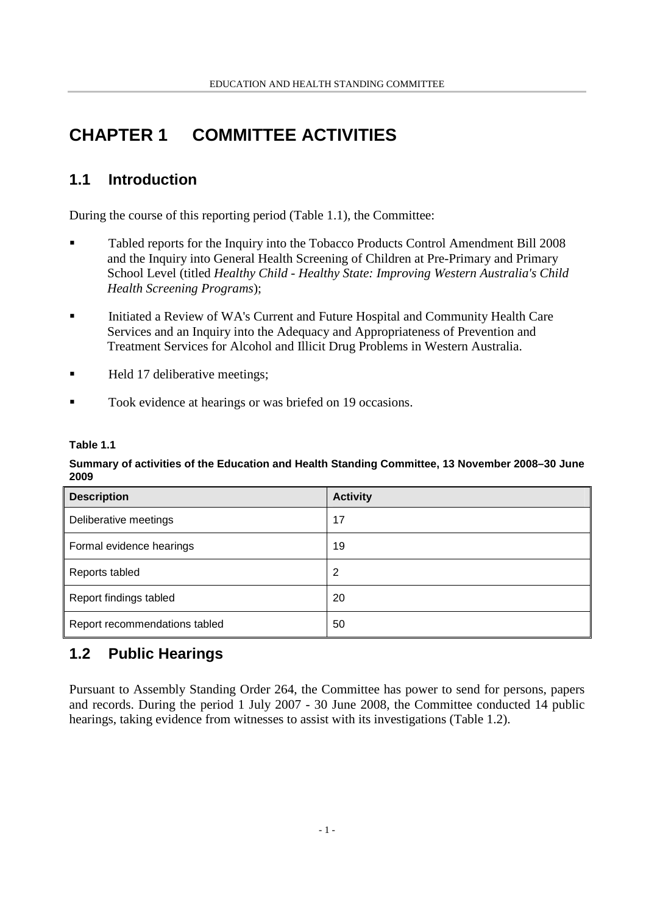# CHAPTER 1 COMMITTEE ACTIVITIES

## 1.1 Introduction

During the course of this reporting period (Table 1.1), the Committee:

- Tabled reports for the Inquiry into the Tobacco Products Control Amendment Bill 2008 and the Inquiry into General Health Screening of Children at Pre-Primary and Primary School Level (titled *Healthy Child - Healthy State: Improving Western Australia's Child Health Screening Programs*);
- Initiated a Review of WA's Current and Future Hospital and Community Health Care Services and an Inquiry into the Adequacy and Appropriateness of Prevention and Treatment Services for Alcohol and Illicit Drug Problems in Western Australia.
- Held 17 deliberative meetings;
- Took evidence at hearings or was briefed on 19 occasions.

**Table 1.1**

**Summary of activities of the Education and Health Standing Committee, 13 November 2008–30 June 2009**

| Description | Activity |
|---|---|
| Deliberative meetings | 17 |
| Formal evidence hearings | 19 |
| Reports tabled | 2 |
| Report findings tabled | 20 |
| Report recommendations tabled | 50 |

## 1.2 Public Hearings

Pursuant to Assembly Standing Order 264, the Committee has power to send for persons, papers and records. During the period 1 July 2007 - 30 June 2008, the Committee conducted 14 public hearings, taking evidence from witnesses to assist with its investigations (Table 1.2).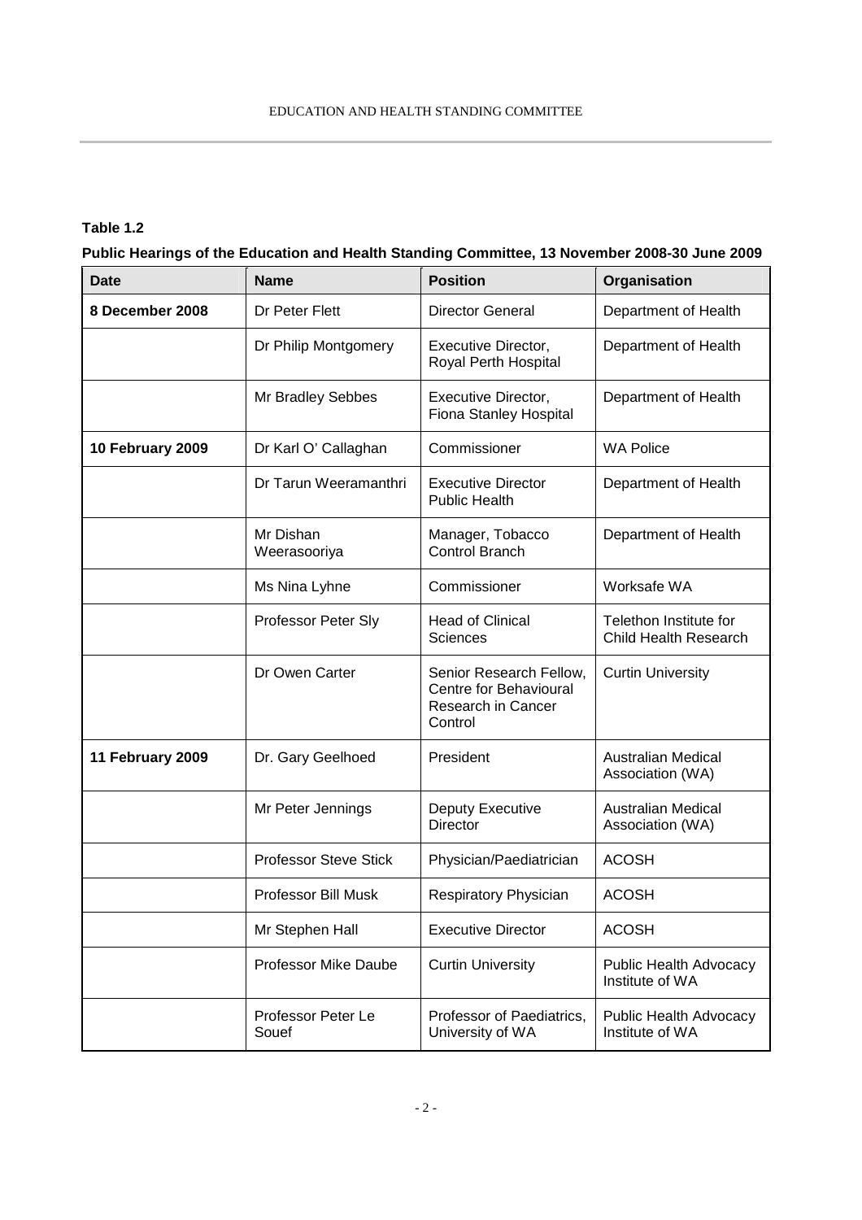**Table 1.2**

**Public Hearings of the Education and Health Standing Committee, 13 November 2008-30 June 2009**

| Date | Name | Position | Organisation |
|---|---|---|---|
| **8 December 2008** | Dr Peter Flett | Director General | Department of Health |
| | Dr Philip Montgomery | Executive Director, Royal Perth Hospital | Department of Health |
| | Mr Bradley Sebbes | Executive Director, Fiona Stanley Hospital | Department of Health |
| **10 February 2009** | Dr Karl O' Callaghan | Commissioner | WA Police |
| | Dr Tarun Weeramanthri | Executive Director Public Health | Department of Health |
| | Mr Dishan Weerasooriya | Manager, Tobacco Control Branch | Department of Health |
| | Ms Nina Lyhne | Commissioner | Worksafe WA |
| | Professor Peter Sly | Head of Clinical Sciences | Telethon Institute for Child Health Research |
| | Dr Owen Carter | Senior Research Fellow, Centre for Behavioural Research in Cancer Control | Curtin University |
| **11 February 2009** | Dr. Gary Geelhoed | President | Australian Medical Association (WA) |
| | Mr Peter Jennings | Deputy Executive Director | Australian Medical Association (WA) |
| | Professor Steve Stick | Physician/Paediatrician | ACOSH |
| | Professor Bill Musk | Respiratory Physician | ACOSH |
| | Mr Stephen Hall | Executive Director | ACOSH |
| | Professor Mike Daube | Curtin University | Public Health Advocacy Institute of WA |
| | Professor Peter Le Souef | Professor of Paediatrics, University of WA | Public Health Advocacy Institute of WA |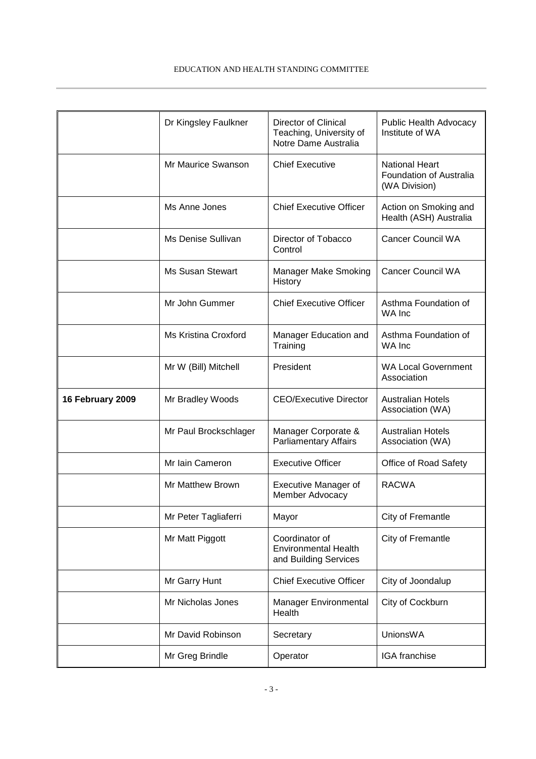| | | | |
|---|---|---|---|
| | Dr Kingsley Faulkner | Director of Clinical Teaching, University of Notre Dame Australia | Public Health Advocacy Institute of WA |
| | Mr Maurice Swanson | Chief Executive | National Heart Foundation of Australia (WA Division) |
| | Ms Anne Jones | Chief Executive Officer | Action on Smoking and Health (ASH) Australia |
| | Ms Denise Sullivan | Director of Tobacco Control | Cancer Council WA |
| | Ms Susan Stewart | Manager Make Smoking History | Cancer Council WA |
| | Mr John Gummer | Chief Executive Officer | Asthma Foundation of WA Inc |
| | Ms Kristina Croxford | Manager Education and Training | Asthma Foundation of WA Inc |
| | Mr W (Bill) Mitchell | President | WA Local Government Association |
| **16 February 2009** | Mr Bradley Woods | CEO/Executive Director | Australian Hotels Association (WA) |
| | Mr Paul Brockschlager | Manager Corporate & Parliamentary Affairs | Australian Hotels Association (WA) |
| | Mr Iain Cameron | Executive Officer | Office of Road Safety |
| | Mr Matthew Brown | Executive Manager of Member Advocacy | RACWA |
| | Mr Peter Tagliaferri | Mayor | City of Fremantle |
| | Mr Matt Piggott | Coordinator of Environmental Health and Building Services | City of Fremantle |
| | Mr Garry Hunt | Chief Executive Officer | City of Joondalup |
| | Mr Nicholas Jones | Manager Environmental Health | City of Cockburn |
| | Mr David Robinson | Secretary | UnionsWA |
| | Mr Greg Brindle | Operator | IGA franchise |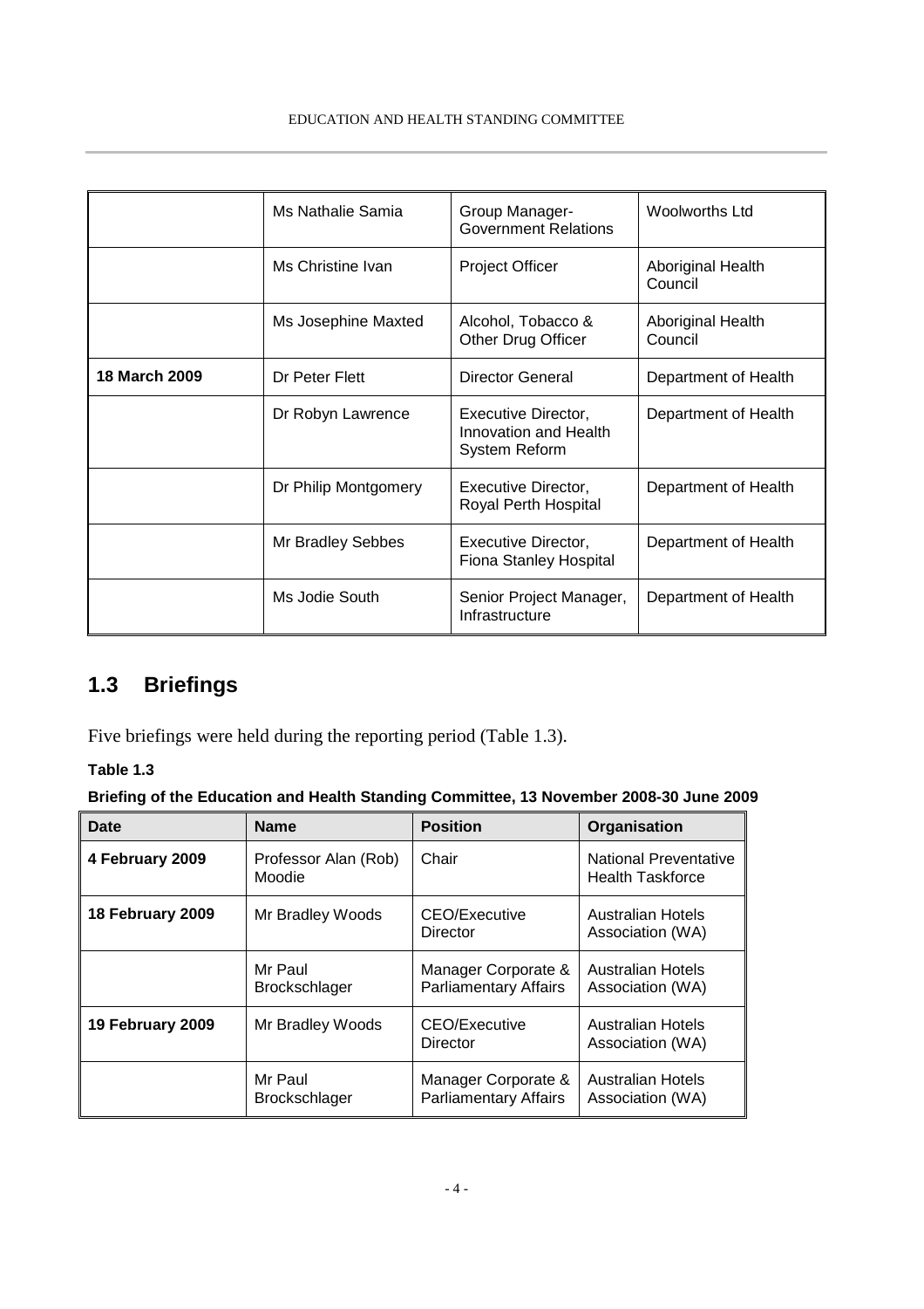|  | Ms Nathalie Samia | Group Manager-Government Relations | Woolworths Ltd |
|---|---|---|---|
|  | Ms Christine Ivan | Project Officer | Aboriginal Health Council |
|  | Ms Josephine Maxted | Alcohol, Tobacco & Other Drug Officer | Aboriginal Health Council |
| **18 March 2009** | Dr Peter Flett | Director General | Department of Health |
|  | Dr Robyn Lawrence | Executive Director, Innovation and Health System Reform | Department of Health |
|  | Dr Philip Montgomery | Executive Director, Royal Perth Hospital | Department of Health |
|  | Mr Bradley Sebbes | Executive Director, Fiona Stanley Hospital | Department of Health |
|  | Ms Jodie South | Senior Project Manager, Infrastructure | Department of Health |

## 1.3 Briefings

Five briefings were held during the reporting period (Table 1.3).

**Table 1.3**

**Briefing of the Education and Health Standing Committee, 13 November 2008-30 June 2009**

| Date | Name | Position | Organisation |
|---|---|---|---|
| **4 February 2009** | Professor Alan (Rob) Moodie | Chair | National Preventative Health Taskforce |
| **18 February 2009** | Mr Bradley Woods | CEO/Executive Director | Australian Hotels Association (WA) |
|  | Mr Paul Brockschlager | Manager Corporate & Parliamentary Affairs | Australian Hotels Association (WA) |
| **19 February 2009** | Mr Bradley Woods | CEO/Executive Director | Australian Hotels Association (WA) |
|  | Mr Paul Brockschlager | Manager Corporate & Parliamentary Affairs | Australian Hotels Association (WA) |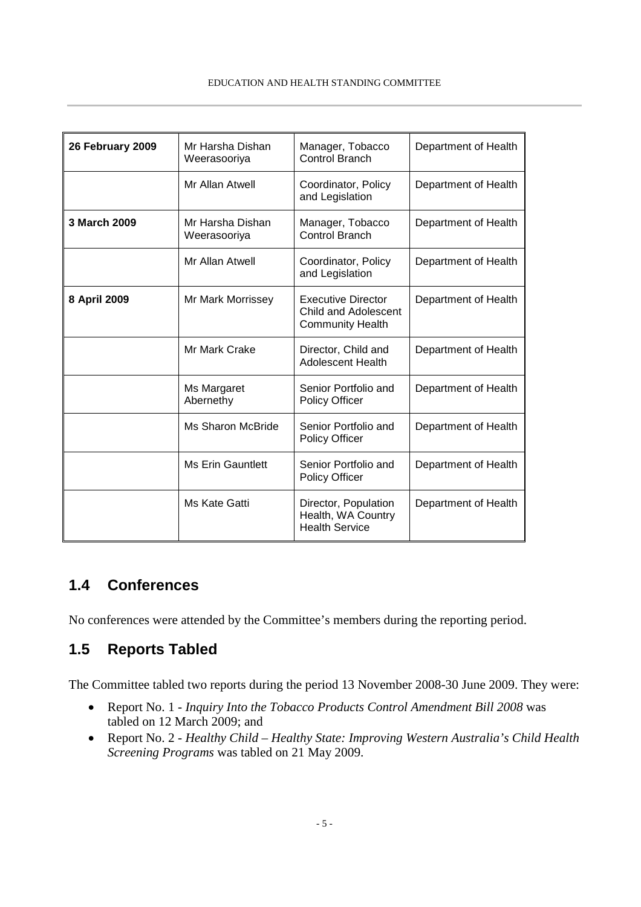| | | | |
|---|---|---|---|
| **26 February 2009** | Mr Harsha Dishan Weerasooriya | Manager, Tobacco Control Branch | Department of Health |
| | Mr Allan Atwell | Coordinator, Policy and Legislation | Department of Health |
| **3 March 2009** | Mr Harsha Dishan Weerasooriya | Manager, Tobacco Control Branch | Department of Health |
| | Mr Allan Atwell | Coordinator, Policy and Legislation | Department of Health |
| **8 April 2009** | Mr Mark Morrissey | Executive Director Child and Adolescent Community Health | Department of Health |
| | Mr Mark Crake | Director, Child and Adolescent Health | Department of Health |
| | Ms Margaret Abernethy | Senior Portfolio and Policy Officer | Department of Health |
| | Ms Sharon McBride | Senior Portfolio and Policy Officer | Department of Health |
| | Ms Erin Gauntlett | Senior Portfolio and Policy Officer | Department of Health |
| | Ms Kate Gatti | Director, Population Health, WA Country Health Service | Department of Health |

## 1.4 Conferences

No conferences were attended by the Committee's members during the reporting period.

## 1.5 Reports Tabled

The Committee tabled two reports during the period 13 November 2008-30 June 2009. They were:

- Report No. 1 - *Inquiry Into the Tobacco Products Control Amendment Bill 2008* was tabled on 12 March 2009; and
- Report No. 2 - *Healthy Child – Healthy State: Improving Western Australia's Child Health Screening Programs* was tabled on 21 May 2009.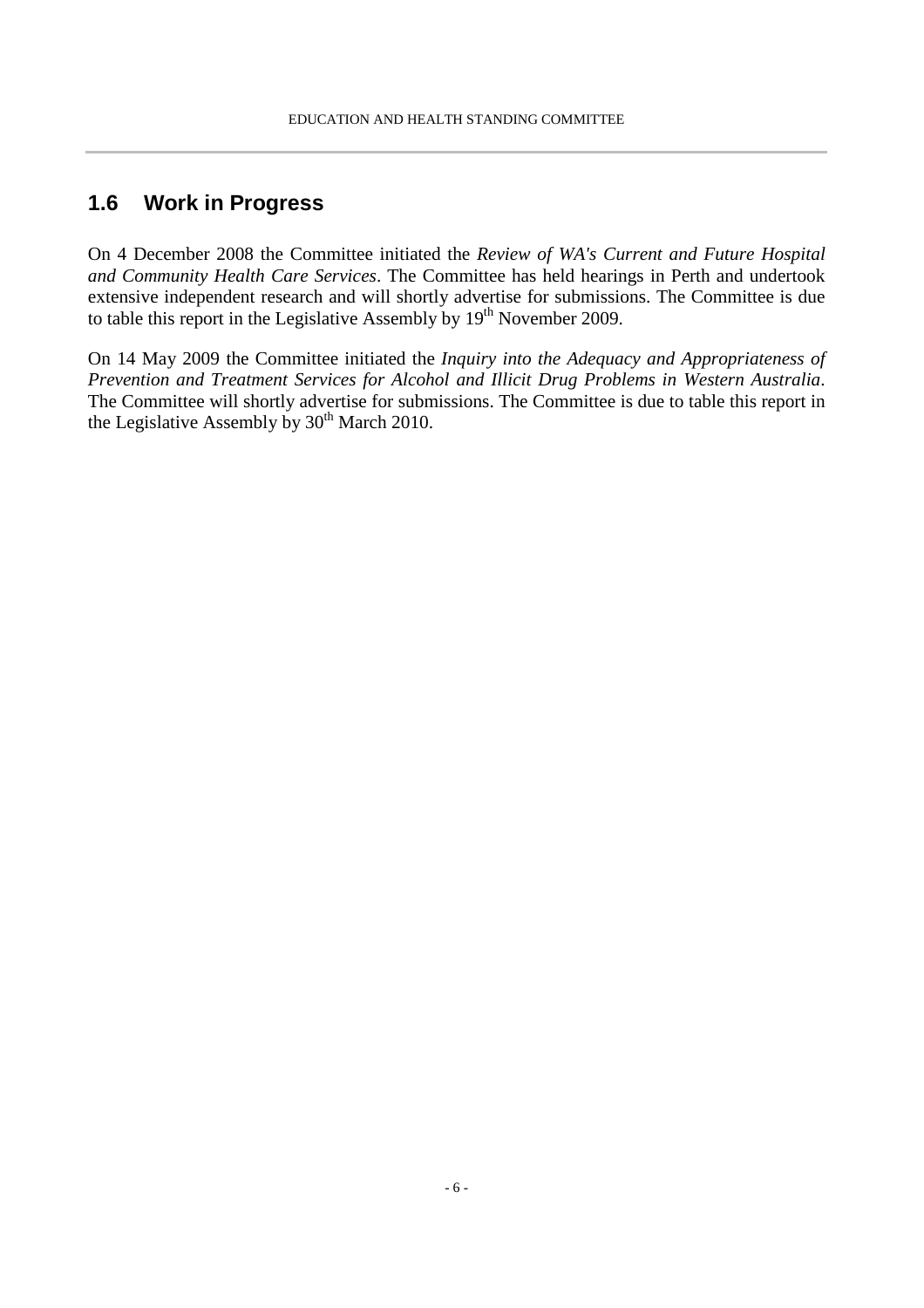## 1.6 Work in Progress

On 4 December 2008 the Committee initiated the *Review of WA's Current and Future Hospital and Community Health Care Services*. The Committee has held hearings in Perth and undertook extensive independent research and will shortly advertise for submissions. The Committee is due to table this report in the Legislative Assembly by 19th November 2009.

On 14 May 2009 the Committee initiated the *Inquiry into the Adequacy and Appropriateness of Prevention and Treatment Services for Alcohol and Illicit Drug Problems in Western Australia*. The Committee will shortly advertise for submissions. The Committee is due to table this report in the Legislative Assembly by 30th March 2010.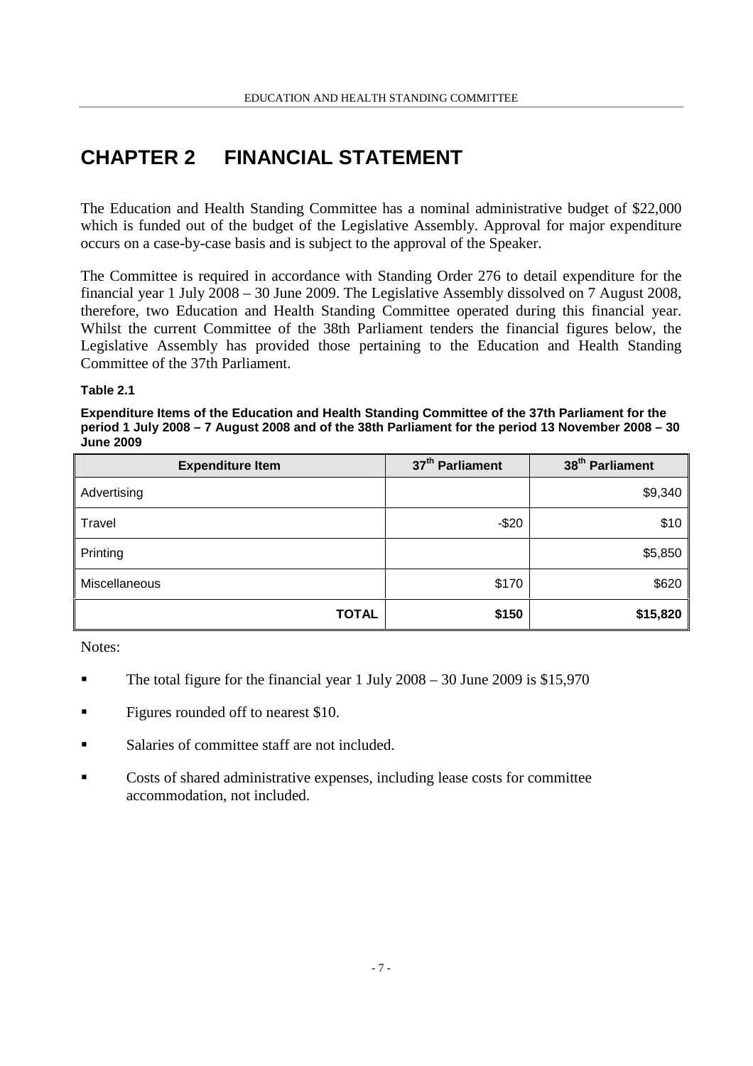# CHAPTER 2 FINANCIAL STATEMENT

The Education and Health Standing Committee has a nominal administrative budget of $22,000 which is funded out of the budget of the Legislative Assembly. Approval for major expenditure occurs on a case-by-case basis and is subject to the approval of the Speaker.

The Committee is required in accordance with Standing Order 276 to detail expenditure for the financial year 1 July 2008 – 30 June 2009. The Legislative Assembly dissolved on 7 August 2008, therefore, two Education and Health Standing Committee operated during this financial year. Whilst the current Committee of the 38th Parliament tenders the financial figures below, the Legislative Assembly has provided those pertaining to the Education and Health Standing Committee of the 37th Parliament.

**Table 2.1**

**Expenditure Items of the Education and Health Standing Committee of the 37th Parliament for the period 1 July 2008 – 7 August 2008 and of the 38th Parliament for the period 13 November 2008 – 30 June 2009**

| Expenditure Item | 37th Parliament | 38th Parliament |
|---|---|---|
| Advertising | | $9,340 |
| Travel | -$20 | $10 |
| Printing | | $5,850 |
| Miscellaneous | $170 | $620 |
| **TOTAL** | **$150** | **$15,820** |

Notes:

- The total figure for the financial year 1 July 2008 – 30 June 2009 is $15,970
- Figures rounded off to nearest $10.
- Salaries of committee staff are not included.
- Costs of shared administrative expenses, including lease costs for committee accommodation, not included.